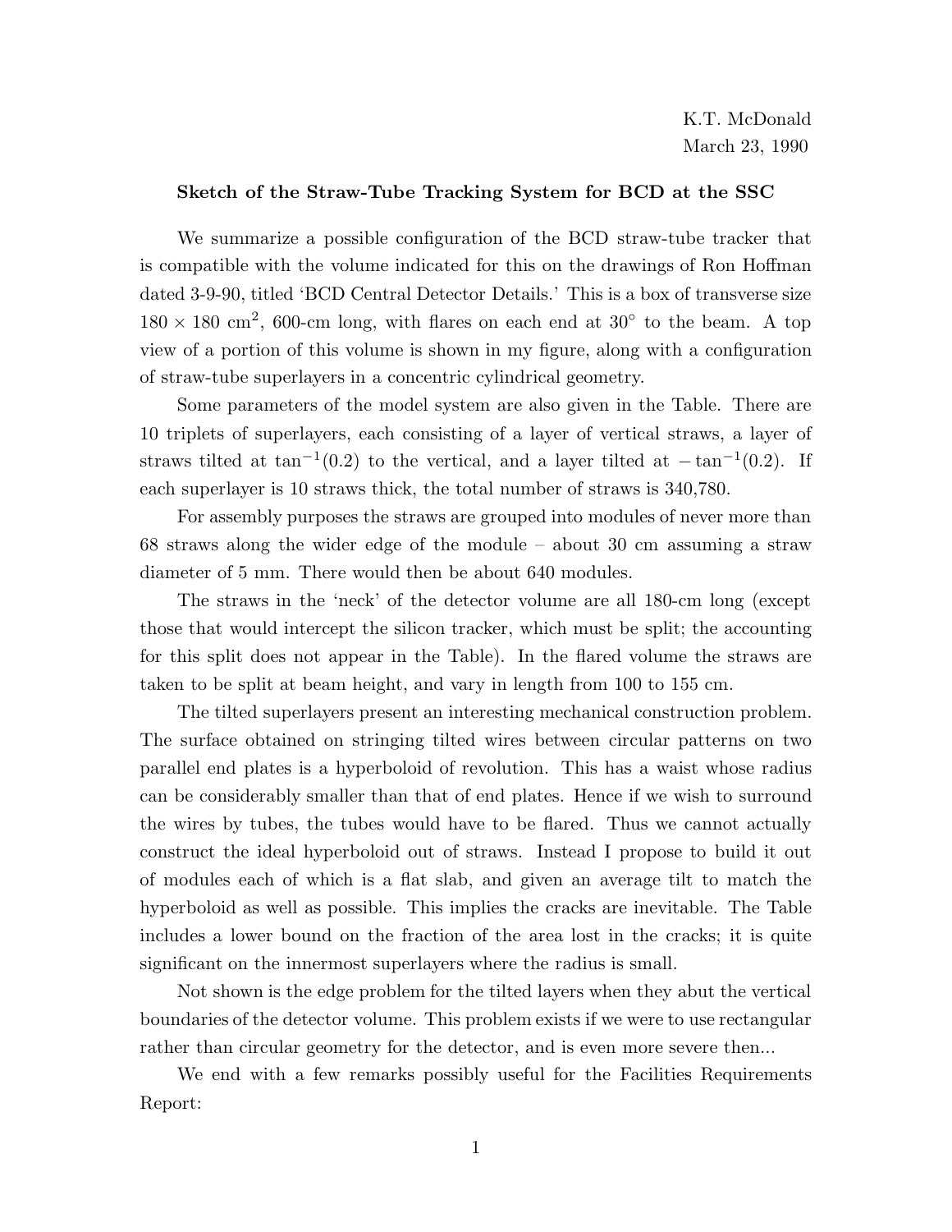K.T. McDonald
March 23, 1990

**Sketch of the Straw-Tube Tracking System for BCD at the SSC**

We summarize a possible configuration of the BCD straw-tube tracker that is compatible with the volume indicated for this on the drawings of Ron Hoffman dated 3-9-90, titled 'BCD Central Detector Details.' This is a box of transverse size $180 \times 180$ cm$^2$, 600-cm long, with flares on each end at 30° to the beam. A top view of a portion of this volume is shown in my figure, along with a configuration of straw-tube superlayers in a concentric cylindrical geometry.

Some parameters of the model system are also given in the Table. There are 10 triplets of superlayers, each consisting of a layer of vertical straws, a layer of straws tilted at $\tan^{-1}(0.2)$ to the vertical, and a layer tilted at $-\tan^{-1}(0.2)$. If each superlayer is 10 straws thick, the total number of straws is 340,780.

For assembly purposes the straws are grouped into modules of never more than 68 straws along the wider edge of the module – about 30 cm assuming a straw diameter of 5 mm. There would then be about 640 modules.

The straws in the 'neck' of the detector volume are all 180-cm long (except those that would intercept the silicon tracker, which must be split; the accounting for this split does not appear in the Table). In the flared volume the straws are taken to be split at beam height, and vary in length from 100 to 155 cm.

The tilted superlayers present an interesting mechanical construction problem. The surface obtained on stringing tilted wires between circular patterns on two parallel end plates is a hyperboloid of revolution. This has a waist whose radius can be considerably smaller than that of end plates. Hence if we wish to surround the wires by tubes, the tubes would have to be flared. Thus we cannot actually construct the ideal hyperboloid out of straws. Instead I propose to build it out of modules each of which is a flat slab, and given an average tilt to match the hyperboloid as well as possible. This implies the cracks are inevitable. The Table includes a lower bound on the fraction of the area lost in the cracks; it is quite significant on the innermost superlayers where the radius is small.

Not shown is the edge problem for the tilted layers when they abut the vertical boundaries of the detector volume. This problem exists if we were to use rectangular rather than circular geometry for the detector, and is even more severe then...

We end with a few remarks possibly useful for the Facilities Requirements Report: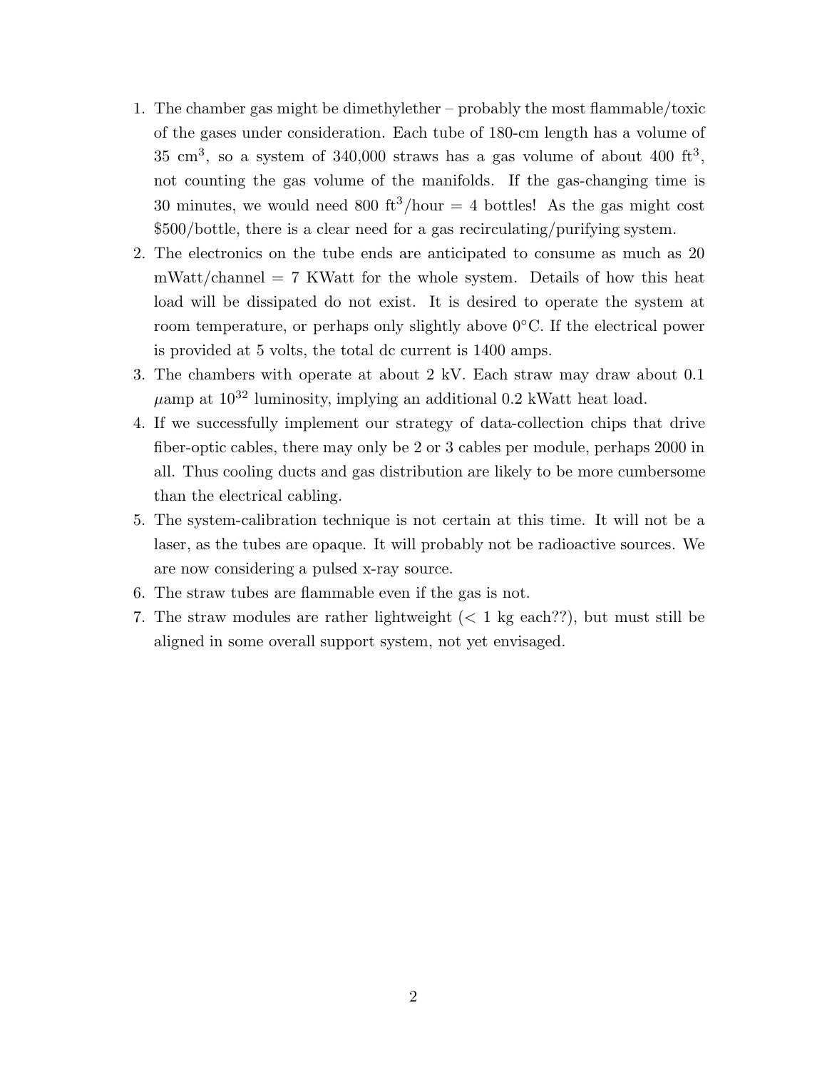1. The chamber gas might be dimethylether – probably the most flammable/toxic of the gases under consideration. Each tube of 180-cm length has a volume of 35 $\text{cm}^3$, so a system of 340,000 straws has a gas volume of about 400 $\text{ft}^3$, not counting the gas volume of the manifolds. If the gas-changing time is 30 minutes, we would need 800 $\text{ft}^3$/hour = 4 bottles! As the gas might cost $500/bottle, there is a clear need for a gas recirculating/purifying system.
2. The electronics on the tube ends are anticipated to consume as much as 20 mWatt/channel = 7 KWatt for the whole system. Details of how this heat load will be dissipated do not exist. It is desired to operate the system at room temperature, or perhaps only slightly above 0°C. If the electrical power is provided at 5 volts, the total dc current is 1400 amps.
3. The chambers with operate at about 2 kV. Each straw may draw about 0.1 $\mu$amp at $10^{32}$ luminosity, implying an additional 0.2 kWatt heat load.
4. If we successfully implement our strategy of data-collection chips that drive fiber-optic cables, there may only be 2 or 3 cables per module, perhaps 2000 in all. Thus cooling ducts and gas distribution are likely to be more cumbersome than the electrical cabling.
5. The system-calibration technique is not certain at this time. It will not be a laser, as the tubes are opaque. It will probably not be radioactive sources. We are now considering a pulsed x-ray source.
6. The straw tubes are flammable even if the gas is not.
7. The straw modules are rather lightweight (< 1 kg each??), but must still be aligned in some overall support system, not yet envisaged.